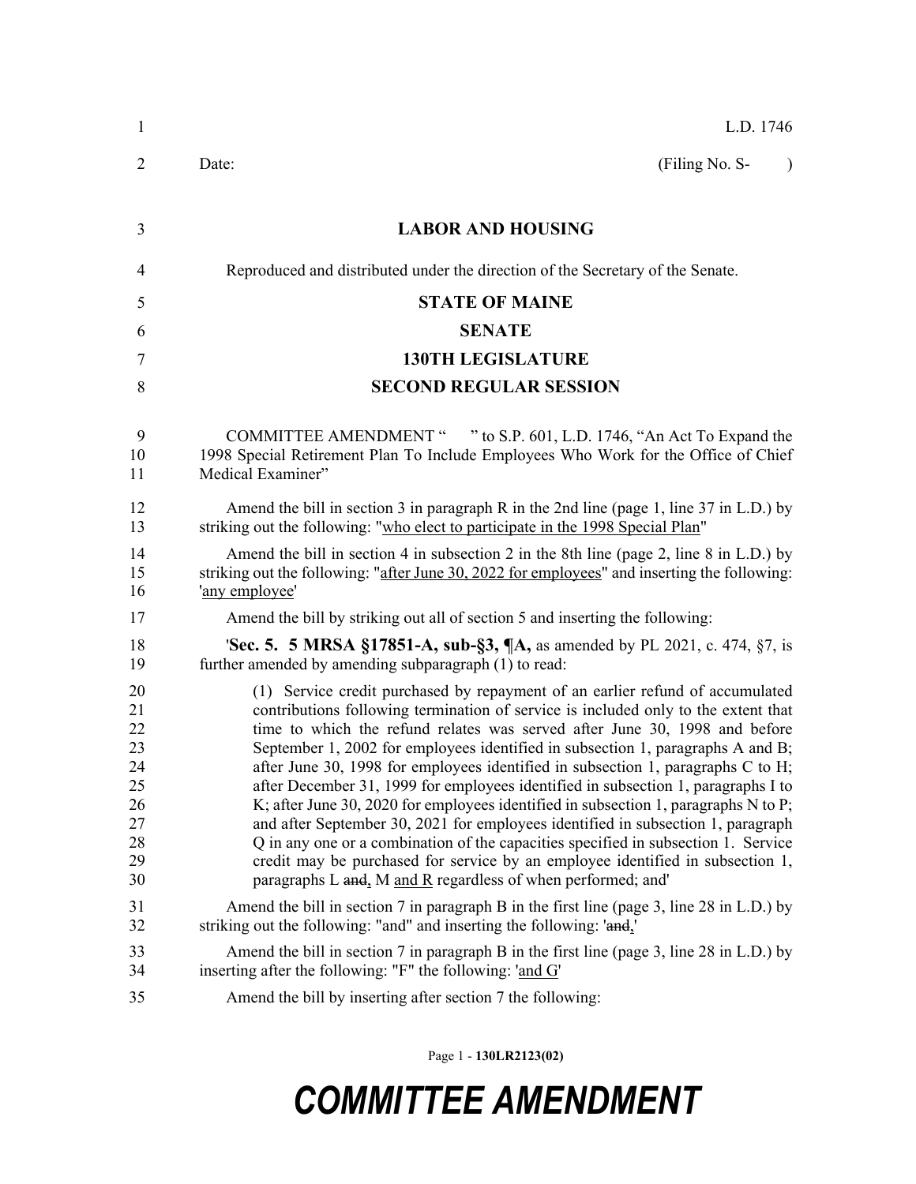L.D. 1746

Date: (Filing No. S- )

# LABOR AND HOUSING

Reproduced and distributed under the direction of the Secretary of the Senate.

## STATE OF MAINE

## SENATE

## 130TH LEGISLATURE

## SECOND REGULAR SESSION

COMMITTEE AMENDMENT " " to S.P. 601, L.D. 1746, "An Act To Expand the 1998 Special Retirement Plan To Include Employees Who Work for the Office of Chief Medical Examiner"

Amend the bill in section 3 in paragraph R in the 2nd line (page 1, line 37 in L.D.) by striking out the following: "who elect to participate in the 1998 Special Plan"

Amend the bill in section 4 in subsection 2 in the 8th line (page 2, line 8 in L.D.) by striking out the following: "after June 30, 2022 for employees" and inserting the following: 'any employee'

Amend the bill by striking out all of section 5 and inserting the following:

'**Sec. 5. 5 MRSA §17851-A, sub-§3, ¶A,** as amended by PL 2021, c. 474, §7, is further amended by amending subparagraph (1) to read:

(1) Service credit purchased by repayment of an earlier refund of accumulated contributions following termination of service is included only to the extent that time to which the refund relates was served after June 30, 1998 and before September 1, 2002 for employees identified in subsection 1, paragraphs A and B; after June 30, 1998 for employees identified in subsection 1, paragraphs C to H; after December 31, 1999 for employees identified in subsection 1, paragraphs I to K; after June 30, 2020 for employees identified in subsection 1, paragraphs N to P; and after September 30, 2021 for employees identified in subsection 1, paragraph Q in any one or a combination of the capacities specified in subsection 1. Service credit may be purchased for service by an employee identified in subsection 1, paragraphs L ~~and~~, M and R regardless of when performed; and'

Amend the bill in section 7 in paragraph B in the first line (page 3, line 28 in L.D.) by striking out the following: "and" and inserting the following: '~~and~~,'

Amend the bill in section 7 in paragraph B in the first line (page 3, line 28 in L.D.) by inserting after the following: "F" the following: 'and G'

Amend the bill by inserting after section 7 the following: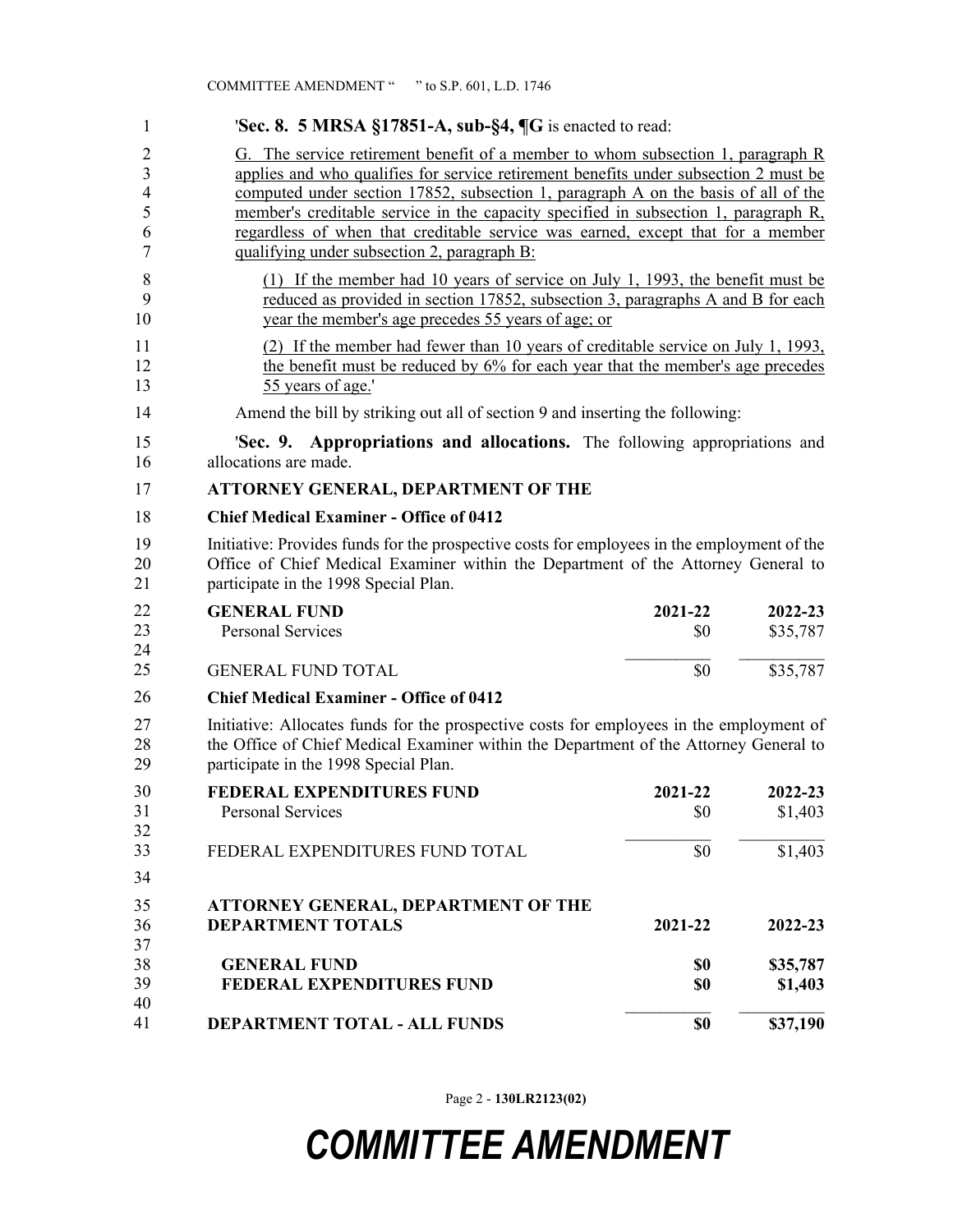'**Sec. 8. 5 MRSA §17851-A, sub-§4, ¶G** is enacted to read:

G. The service retirement benefit of a member to whom subsection 1, paragraph R applies and who qualifies for service retirement benefits under subsection 2 must be computed under section 17852, subsection 1, paragraph A on the basis of all of the member's creditable service in the capacity specified in subsection 1, paragraph R, regardless of when that creditable service was earned, except that for a member qualifying under subsection 2, paragraph B:

(1) If the member had 10 years of service on July 1, 1993, the benefit must be reduced as provided in section 17852, subsection 3, paragraphs A and B for each year the member's age precedes 55 years of age; or

(2) If the member had fewer than 10 years of creditable service on July 1, 1993, the benefit must be reduced by 6% for each year that the member's age precedes 55 years of age.'

Amend the bill by striking out all of section 9 and inserting the following:

'**Sec. 9. Appropriations and allocations.** The following appropriations and allocations are made.

**ATTORNEY GENERAL, DEPARTMENT OF THE**

**Chief Medical Examiner - Office of 0412**

Initiative: Provides funds for the prospective costs for employees in the employment of the Office of Chief Medical Examiner within the Department of the Attorney General to participate in the 1998 Special Plan.

| **GENERAL FUND** | **2021-22** | **2022-23** |
|---|---|---|
| Personal Services | $0 | $35,787 |
| GENERAL FUND TOTAL | $0 | $35,787 |

**Chief Medical Examiner - Office of 0412**

Initiative: Allocates funds for the prospective costs for employees in the employment of the Office of Chief Medical Examiner within the Department of the Attorney General to participate in the 1998 Special Plan.

| **FEDERAL EXPENDITURES FUND** | **2021-22** | **2022-23** |
|---|---|---|
| Personal Services | $0 | $1,403 |
| FEDERAL EXPENDITURES FUND TOTAL | $0 | $1,403 |

| **ATTORNEY GENERAL, DEPARTMENT OF THE DEPARTMENT TOTALS** | **2021-22** | **2022-23** |
|---|---|---|
| **GENERAL FUND** | **$0** | **$35,787** |
| **FEDERAL EXPENDITURES FUND** | **$0** | **$1,403** |
| **DEPARTMENT TOTAL - ALL FUNDS** | **$0** | **$37,190** |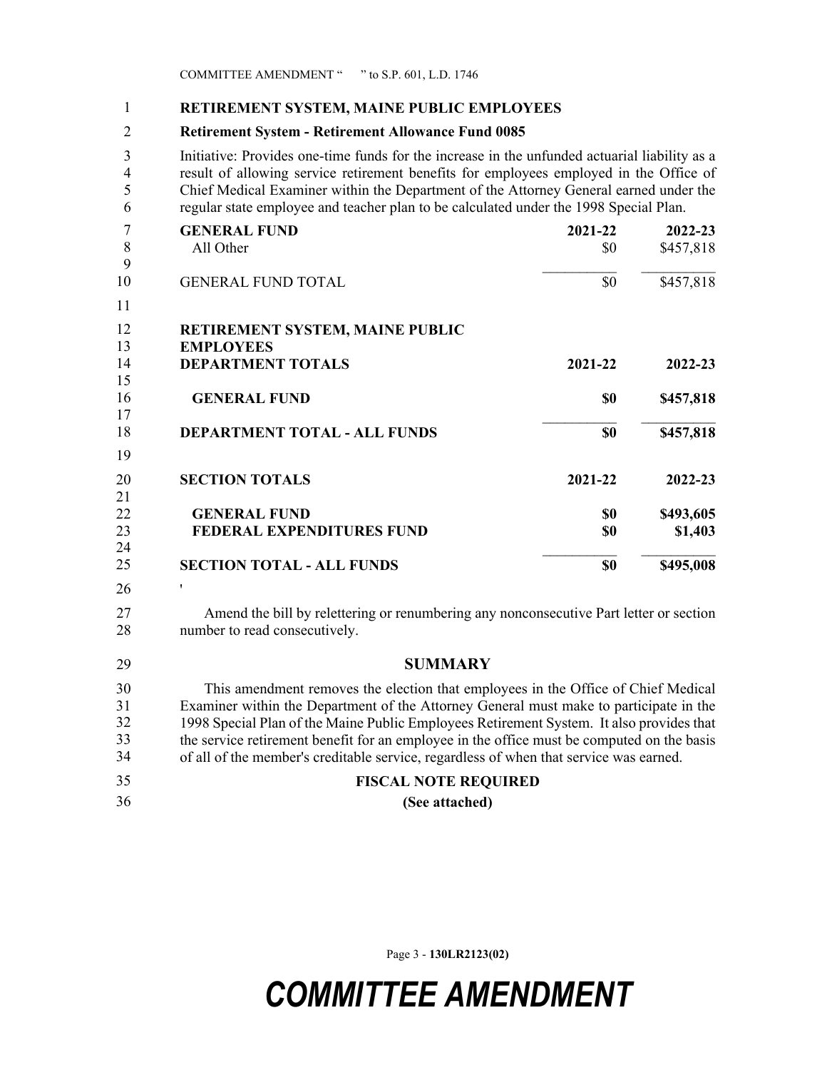**RETIREMENT SYSTEM, MAINE PUBLIC EMPLOYEES**

**Retirement System - Retirement Allowance Fund 0085**

Initiative: Provides one-time funds for the increase in the unfunded actuarial liability as a result of allowing service retirement benefits for employees employed in the Office of Chief Medical Examiner within the Department of the Attorney General earned under the regular state employee and teacher plan to be calculated under the 1998 Special Plan.

| GENERAL FUND | 2021-22 | 2022-23 |
|---|---|---|
| All Other | $0 | $457,818 |
| GENERAL FUND TOTAL | $0 | $457,818 |

| RETIREMENT SYSTEM, MAINE PUBLIC EMPLOYEES DEPARTMENT TOTALS | 2021-22 | 2022-23 |
|---|---|---|
| **GENERAL FUND** | **$0** | **$457,818** |
| **DEPARTMENT TOTAL - ALL FUNDS** | **$0** | **$457,818** |

| SECTION TOTALS | 2021-22 | 2022-23 |
|---|---|---|
| **GENERAL FUND** | **$0** | **$493,605** |
| **FEDERAL EXPENDITURES FUND** | **$0** | **$1,403** |
| **SECTION TOTAL - ALL FUNDS** | **$0** | **$495,008** |

'

Amend the bill by relettering or renumbering any nonconsecutive Part letter or section number to read consecutively.

## SUMMARY

This amendment removes the election that employees in the Office of Chief Medical Examiner within the Department of the Attorney General must make to participate in the 1998 Special Plan of the Maine Public Employees Retirement System. It also provides that the service retirement benefit for an employee in the office must be computed on the basis of all of the member's creditable service, regardless of when that service was earned.

**FISCAL NOTE REQUIRED**

**(See attached)**